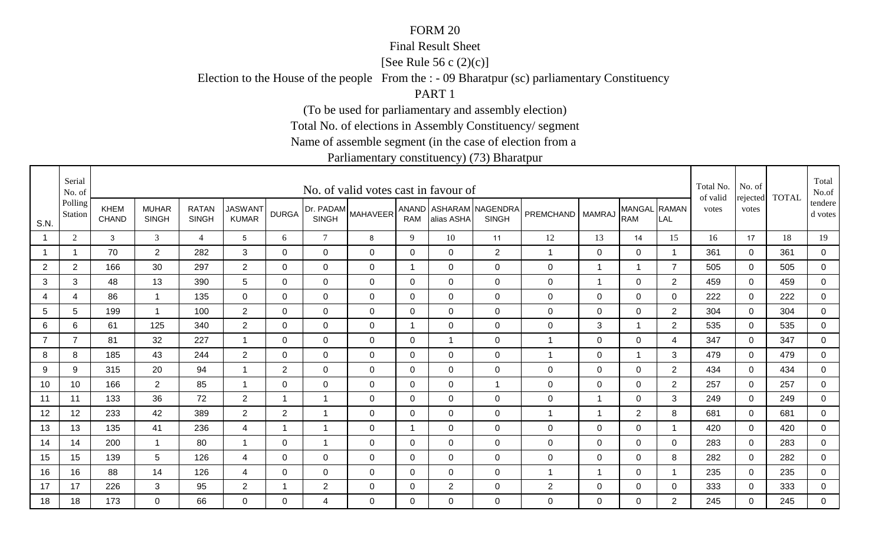FORM 20

Final Result Sheet

[See Rule 56 c (2)(c)]

Election to the House of the people From the : - 09 Bharatpur (sc) parliamentary Constituency

PART 1

(To be used for parliamentary and assembly election)

Total No. of elections in Assembly Constituency/ segment

Name of assemble segment (in the case of election from a

Parliamentary constituency) (73) Bharatpur

| S.N. | Serial No. of Polling Station | No. of valid votes cast in favour of | | | | | | | | | | | | | | Total No. of valid votes | No. of rejected votes | TOTAL | Total No.of tendered votes |
|---|---|---|---|---|---|---|---|---|---|---|---|---|---|---|---|---|---|---|---|
| | | KHEM CHAND | MUHAR SINGH | RATAN SINGH | JASWANT KUMAR | DURGA | Dr. PADAM SINGH | MAHAVEER | ANAND RAM | ASHARAM alias ASHA | NAGENDRA SINGH | PREMCHAND | MAMRAJ | MANGAL RAM | RAMAN LAL | | | | |
| 1 | 2 | 3 | 3 | 4 | 5 | 6 | 7 | 8 | 9 | 10 | 11 | 12 | 13 | 14 | 15 | 16 | 17 | 18 | 19 |
| 1 | 1 | 70 | 2 | 282 | 3 | 0 | 0 | 0 | 0 | 0 | 2 | 1 | 0 | 0 | 1 | 361 | 0 | 361 | 0 |
| 2 | 2 | 166 | 30 | 297 | 2 | 0 | 0 | 0 | 1 | 0 | 0 | 0 | 1 | 1 | 7 | 505 | 0 | 505 | 0 |
| 3 | 3 | 48 | 13 | 390 | 5 | 0 | 0 | 0 | 0 | 0 | 0 | 0 | 1 | 0 | 2 | 459 | 0 | 459 | 0 |
| 4 | 4 | 86 | 1 | 135 | 0 | 0 | 0 | 0 | 0 | 0 | 0 | 0 | 0 | 0 | 0 | 222 | 0 | 222 | 0 |
| 5 | 5 | 199 | 1 | 100 | 2 | 0 | 0 | 0 | 0 | 0 | 0 | 0 | 0 | 0 | 2 | 304 | 0 | 304 | 0 |
| 6 | 6 | 61 | 125 | 340 | 2 | 0 | 0 | 0 | 1 | 0 | 0 | 0 | 3 | 1 | 2 | 535 | 0 | 535 | 0 |
| 7 | 7 | 81 | 32 | 227 | 1 | 0 | 0 | 0 | 0 | 1 | 0 | 1 | 0 | 0 | 4 | 347 | 0 | 347 | 0 |
| 8 | 8 | 185 | 43 | 244 | 2 | 0 | 0 | 0 | 0 | 0 | 0 | 1 | 0 | 1 | 3 | 479 | 0 | 479 | 0 |
| 9 | 9 | 315 | 20 | 94 | 1 | 2 | 0 | 0 | 0 | 0 | 0 | 0 | 0 | 0 | 2 | 434 | 0 | 434 | 0 |
| 10 | 10 | 166 | 2 | 85 | 1 | 0 | 0 | 0 | 0 | 0 | 1 | 0 | 0 | 0 | 2 | 257 | 0 | 257 | 0 |
| 11 | 11 | 133 | 36 | 72 | 2 | 1 | 1 | 0 | 0 | 0 | 0 | 0 | 1 | 0 | 3 | 249 | 0 | 249 | 0 |
| 12 | 12 | 233 | 42 | 389 | 2 | 2 | 1 | 0 | 0 | 0 | 0 | 1 | 1 | 2 | 8 | 681 | 0 | 681 | 0 |
| 13 | 13 | 135 | 41 | 236 | 4 | 1 | 1 | 0 | 1 | 0 | 0 | 0 | 0 | 0 | 1 | 420 | 0 | 420 | 0 |
| 14 | 14 | 200 | 1 | 80 | 1 | 0 | 1 | 0 | 0 | 0 | 0 | 0 | 0 | 0 | 0 | 283 | 0 | 283 | 0 |
| 15 | 15 | 139 | 5 | 126 | 4 | 0 | 0 | 0 | 0 | 0 | 0 | 0 | 0 | 0 | 8 | 282 | 0 | 282 | 0 |
| 16 | 16 | 88 | 14 | 126 | 4 | 0 | 0 | 0 | 0 | 0 | 0 | 1 | 1 | 0 | 1 | 235 | 0 | 235 | 0 |
| 17 | 17 | 226 | 3 | 95 | 2 | 1 | 2 | 0 | 0 | 2 | 0 | 2 | 0 | 0 | 0 | 333 | 0 | 333 | 0 |
| 18 | 18 | 173 | 0 | 66 | 0 | 0 | 4 | 0 | 0 | 0 | 0 | 0 | 0 | 0 | 2 | 245 | 0 | 245 | 0 |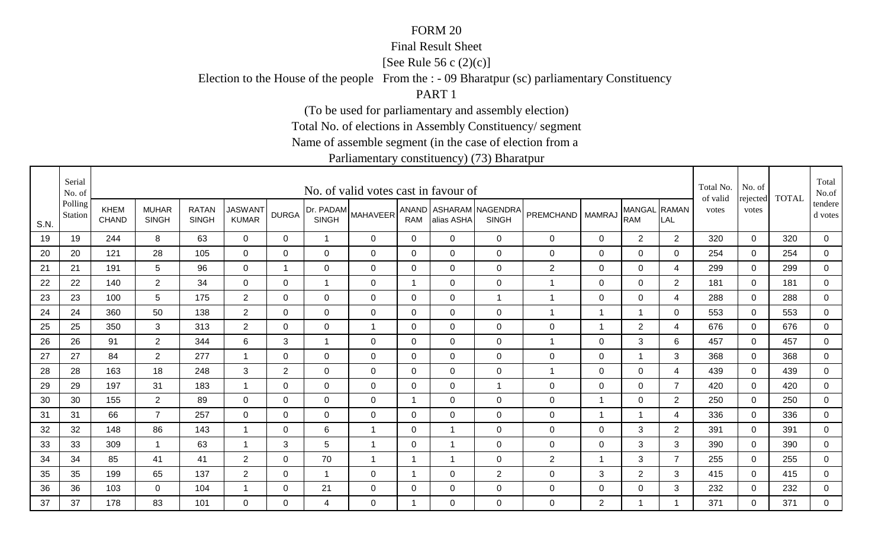FORM 20

Final Result Sheet

[See Rule 56 c (2)(c)]

Election to the House of the people From the : - 09 Bharatpur (sc) parliamentary Constituency

PART 1

(To be used for parliamentary and assembly election)

Total No. of elections in Assembly Constituency/ segment

Name of assemble segment (in the case of election from a

Parliamentary constituency) (73) Bharatpur

| S.N. | Serial No. of Polling Station | No. of valid votes cast in favour of | | | | | | | | | | | | | | Total No. of valid votes | No. of rejected votes | TOTAL | Total No.of tendered votes |
|---|---|---|---|---|---|---|---|---|---|---|---|---|---|---|---|---|---|---|---|
| | | KHEM CHAND | MUHAR SINGH | RATAN SINGH | JASWANT KUMAR | DURGA | Dr. PADAM SINGH | MAHAVEER | ANAND RAM | ASHARAM alias ASHA | NAGENDRA SINGH | PREMCHAND | MAMRAJ | MANGAL RAM | RAMAN LAL | | | | |
| 19 | 19 | 244 | 8 | 63 | 0 | 0 | 1 | 0 | 0 | 0 | 0 | 0 | 0 | 2 | 2 | 320 | 0 | 320 | 0 |
| 20 | 20 | 121 | 28 | 105 | 0 | 0 | 0 | 0 | 0 | 0 | 0 | 0 | 0 | 0 | 0 | 254 | 0 | 254 | 0 |
| 21 | 21 | 191 | 5 | 96 | 0 | 1 | 0 | 0 | 0 | 0 | 0 | 2 | 0 | 0 | 4 | 299 | 0 | 299 | 0 |
| 22 | 22 | 140 | 2 | 34 | 0 | 0 | 1 | 0 | 1 | 0 | 0 | 1 | 0 | 0 | 2 | 181 | 0 | 181 | 0 |
| 23 | 23 | 100 | 5 | 175 | 2 | 0 | 0 | 0 | 0 | 0 | 1 | 1 | 0 | 0 | 4 | 288 | 0 | 288 | 0 |
| 24 | 24 | 360 | 50 | 138 | 2 | 0 | 0 | 0 | 0 | 0 | 0 | 1 | 1 | 1 | 0 | 553 | 0 | 553 | 0 |
| 25 | 25 | 350 | 3 | 313 | 2 | 0 | 0 | 1 | 0 | 0 | 0 | 0 | 1 | 2 | 4 | 676 | 0 | 676 | 0 |
| 26 | 26 | 91 | 2 | 344 | 6 | 3 | 1 | 0 | 0 | 0 | 0 | 1 | 0 | 3 | 6 | 457 | 0 | 457 | 0 |
| 27 | 27 | 84 | 2 | 277 | 1 | 0 | 0 | 0 | 0 | 0 | 0 | 0 | 0 | 1 | 3 | 368 | 0 | 368 | 0 |
| 28 | 28 | 163 | 18 | 248 | 3 | 2 | 0 | 0 | 0 | 0 | 0 | 1 | 0 | 0 | 4 | 439 | 0 | 439 | 0 |
| 29 | 29 | 197 | 31 | 183 | 1 | 0 | 0 | 0 | 0 | 0 | 1 | 0 | 0 | 0 | 7 | 420 | 0 | 420 | 0 |
| 30 | 30 | 155 | 2 | 89 | 0 | 0 | 0 | 0 | 1 | 0 | 0 | 0 | 1 | 0 | 2 | 250 | 0 | 250 | 0 |
| 31 | 31 | 66 | 7 | 257 | 0 | 0 | 0 | 0 | 0 | 0 | 0 | 0 | 1 | 1 | 4 | 336 | 0 | 336 | 0 |
| 32 | 32 | 148 | 86 | 143 | 1 | 0 | 6 | 1 | 0 | 1 | 0 | 0 | 0 | 3 | 2 | 391 | 0 | 391 | 0 |
| 33 | 33 | 309 | 1 | 63 | 1 | 3 | 5 | 1 | 0 | 1 | 0 | 0 | 0 | 3 | 3 | 390 | 0 | 390 | 0 |
| 34 | 34 | 85 | 41 | 41 | 2 | 0 | 70 | 1 | 1 | 1 | 0 | 2 | 1 | 3 | 7 | 255 | 0 | 255 | 0 |
| 35 | 35 | 199 | 65 | 137 | 2 | 0 | 1 | 0 | 1 | 0 | 2 | 0 | 3 | 2 | 3 | 415 | 0 | 415 | 0 |
| 36 | 36 | 103 | 0 | 104 | 1 | 0 | 21 | 0 | 0 | 0 | 0 | 0 | 0 | 0 | 3 | 232 | 0 | 232 | 0 |
| 37 | 37 | 178 | 83 | 101 | 0 | 0 | 4 | 0 | 1 | 0 | 0 | 0 | 2 | 1 | 1 | 371 | 0 | 371 | 0 |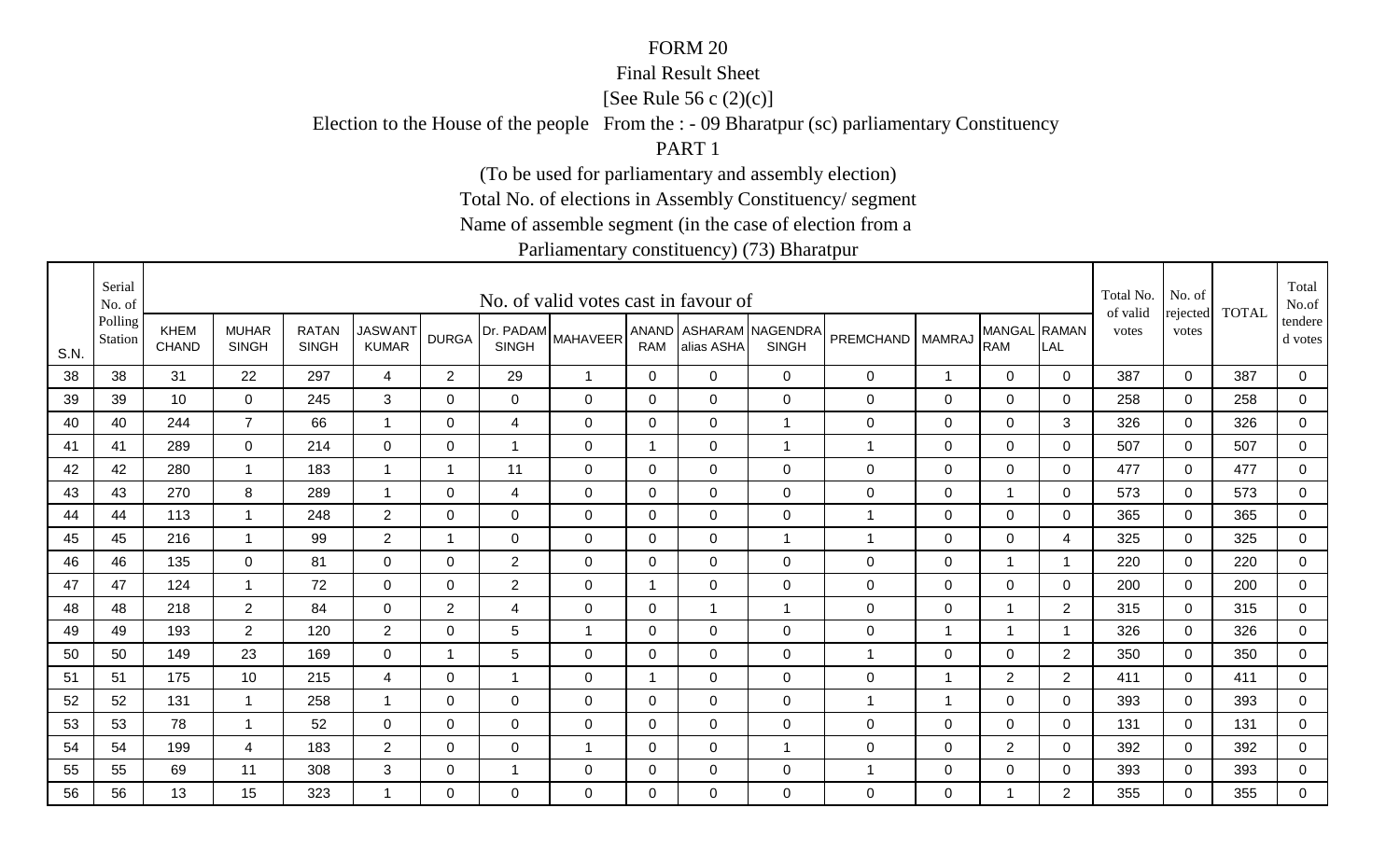FORM 20

Final Result Sheet

[See Rule 56 c (2)(c)]

Election to the House of the people From the : - 09 Bharatpur (sc) parliamentary Constituency

PART 1

(To be used for parliamentary and assembly election)

Total No. of elections in Assembly Constituency/ segment

Name of assemble segment (in the case of election from a Parliamentary constituency) (73) Bharatpur

| S.N. | Serial No. of Polling Station | No. of valid votes cast in favour of | | | | | | | | | | | | | | Total No. of valid votes | No. of rejected votes | TOTAL | Total No.of tendered votes |
|---|---|---|---|---|---|---|---|---|---|---|---|---|---|---|---|---|---|---|---|
| | | KHEM CHAND | MUHAR SINGH | RATAN SINGH | JASWANT KUMAR | DURGA | Dr. PADAM SINGH | MAHAVEER | ANAND RAM | ASHARAM alias ASHA | NAGENDRA SINGH | PREMCHAND | MAMRAJ | MANGAL RAM | RAMAN LAL | | | | |
| 38 | 38 | 31 | 22 | 297 | 4 | 2 | 29 | 1 | 0 | 0 | 0 | 0 | 1 | 0 | 0 | 387 | 0 | 387 | 0 |
| 39 | 39 | 10 | 0 | 245 | 3 | 0 | 0 | 0 | 0 | 0 | 0 | 0 | 0 | 0 | 0 | 258 | 0 | 258 | 0 |
| 40 | 40 | 244 | 7 | 66 | 1 | 0 | 4 | 0 | 0 | 0 | 1 | 0 | 0 | 0 | 3 | 326 | 0 | 326 | 0 |
| 41 | 41 | 289 | 0 | 214 | 0 | 0 | 1 | 0 | 1 | 0 | 1 | 1 | 0 | 0 | 0 | 507 | 0 | 507 | 0 |
| 42 | 42 | 280 | 1 | 183 | 1 | 1 | 11 | 0 | 0 | 0 | 0 | 0 | 0 | 0 | 0 | 477 | 0 | 477 | 0 |
| 43 | 43 | 270 | 8 | 289 | 1 | 0 | 4 | 0 | 0 | 0 | 0 | 0 | 0 | 1 | 0 | 573 | 0 | 573 | 0 |
| 44 | 44 | 113 | 1 | 248 | 2 | 0 | 0 | 0 | 0 | 0 | 0 | 1 | 0 | 0 | 0 | 365 | 0 | 365 | 0 |
| 45 | 45 | 216 | 1 | 99 | 2 | 1 | 0 | 0 | 0 | 0 | 1 | 1 | 0 | 0 | 4 | 325 | 0 | 325 | 0 |
| 46 | 46 | 135 | 0 | 81 | 0 | 0 | 2 | 0 | 0 | 0 | 0 | 0 | 0 | 1 | 1 | 220 | 0 | 220 | 0 |
| 47 | 47 | 124 | 1 | 72 | 0 | 0 | 2 | 0 | 1 | 0 | 0 | 0 | 0 | 0 | 0 | 200 | 0 | 200 | 0 |
| 48 | 48 | 218 | 2 | 84 | 0 | 2 | 4 | 0 | 0 | 1 | 1 | 0 | 0 | 1 | 2 | 315 | 0 | 315 | 0 |
| 49 | 49 | 193 | 2 | 120 | 2 | 0 | 5 | 1 | 0 | 0 | 0 | 0 | 1 | 1 | 1 | 326 | 0 | 326 | 0 |
| 50 | 50 | 149 | 23 | 169 | 0 | 1 | 5 | 0 | 0 | 0 | 0 | 1 | 0 | 0 | 2 | 350 | 0 | 350 | 0 |
| 51 | 51 | 175 | 10 | 215 | 4 | 0 | 1 | 0 | 1 | 0 | 0 | 0 | 1 | 2 | 2 | 411 | 0 | 411 | 0 |
| 52 | 52 | 131 | 1 | 258 | 1 | 0 | 0 | 0 | 0 | 0 | 0 | 1 | 1 | 0 | 0 | 393 | 0 | 393 | 0 |
| 53 | 53 | 78 | 1 | 52 | 0 | 0 | 0 | 0 | 0 | 0 | 0 | 0 | 0 | 0 | 0 | 131 | 0 | 131 | 0 |
| 54 | 54 | 199 | 4 | 183 | 2 | 0 | 0 | 1 | 0 | 0 | 1 | 0 | 0 | 2 | 0 | 392 | 0 | 392 | 0 |
| 55 | 55 | 69 | 11 | 308 | 3 | 0 | 1 | 0 | 0 | 0 | 0 | 1 | 0 | 0 | 0 | 393 | 0 | 393 | 0 |
| 56 | 56 | 13 | 15 | 323 | 1 | 0 | 0 | 0 | 0 | 0 | 0 | 0 | 0 | 1 | 2 | 355 | 0 | 355 | 0 |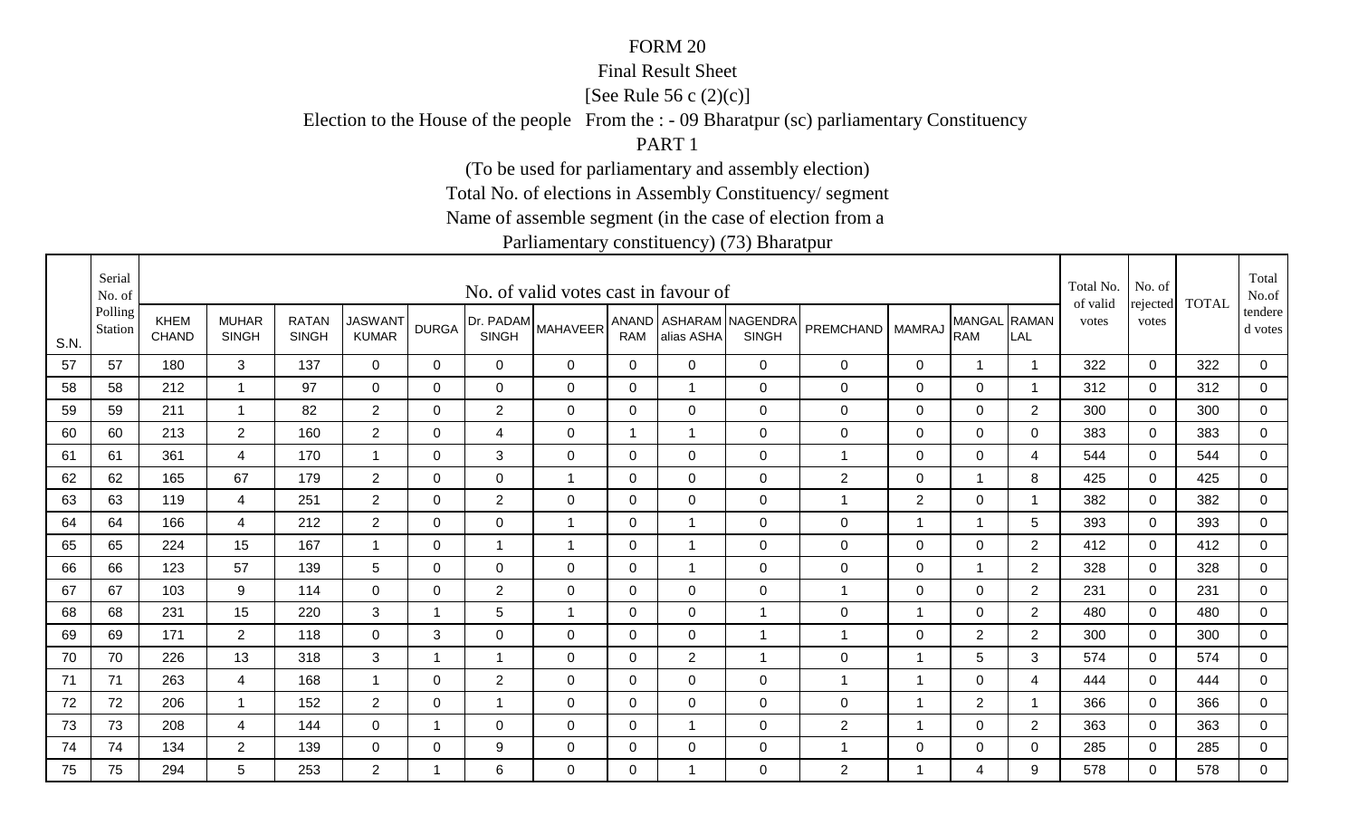FORM 20

Final Result Sheet

[See Rule 56 c (2)(c)]

Election to the House of the people From the : - 09 Bharatpur (sc) parliamentary Constituency

PART 1

(To be used for parliamentary and assembly election)

Total No. of elections in Assembly Constituency/ segment

Name of assemble segment (in the case of election from a

Parliamentary constituency) (73) Bharatpur

| S.N. | Serial No. of Polling Station | No. of valid votes cast in favour of | | | | | | | | | | | | | | Total No. of valid votes | No. of rejected votes | TOTAL | Total No.of tendered votes |
|---|---|---|---|---|---|---|---|---|---|---|---|---|---|---|---|---|---|---|---|
| | | KHEM CHAND | MUHAR SINGH | RATAN SINGH | JASWANT KUMAR | DURGA | Dr. PADAM SINGH | MAHAVEER | ANAND RAM | ASHARAM alias ASHA | NAGENDRA SINGH | PREMCHAND | MAMRAJ | MANGAL RAM | RAMAN LAL | | | | |
| 57 | 57 | 180 | 3 | 137 | 0 | 0 | 0 | 0 | 0 | 0 | 0 | 0 | 0 | 1 | 1 | 322 | 0 | 322 | 0 |
| 58 | 58 | 212 | 1 | 97 | 0 | 0 | 0 | 0 | 0 | 1 | 0 | 0 | 0 | 0 | 1 | 312 | 0 | 312 | 0 |
| 59 | 59 | 211 | 1 | 82 | 2 | 0 | 2 | 0 | 0 | 0 | 0 | 0 | 0 | 0 | 2 | 300 | 0 | 300 | 0 |
| 60 | 60 | 213 | 2 | 160 | 2 | 0 | 4 | 0 | 1 | 1 | 0 | 0 | 0 | 0 | 0 | 383 | 0 | 383 | 0 |
| 61 | 61 | 361 | 4 | 170 | 1 | 0 | 3 | 0 | 0 | 0 | 0 | 1 | 0 | 0 | 4 | 544 | 0 | 544 | 0 |
| 62 | 62 | 165 | 67 | 179 | 2 | 0 | 0 | 1 | 0 | 0 | 0 | 2 | 0 | 1 | 8 | 425 | 0 | 425 | 0 |
| 63 | 63 | 119 | 4 | 251 | 2 | 0 | 2 | 0 | 0 | 0 | 0 | 1 | 2 | 0 | 1 | 382 | 0 | 382 | 0 |
| 64 | 64 | 166 | 4 | 212 | 2 | 0 | 0 | 1 | 0 | 1 | 0 | 0 | 1 | 1 | 5 | 393 | 0 | 393 | 0 |
| 65 | 65 | 224 | 15 | 167 | 1 | 0 | 1 | 1 | 0 | 1 | 0 | 0 | 0 | 0 | 2 | 412 | 0 | 412 | 0 |
| 66 | 66 | 123 | 57 | 139 | 5 | 0 | 0 | 0 | 0 | 1 | 0 | 0 | 0 | 1 | 2 | 328 | 0 | 328 | 0 |
| 67 | 67 | 103 | 9 | 114 | 0 | 0 | 2 | 0 | 0 | 0 | 0 | 1 | 0 | 0 | 2 | 231 | 0 | 231 | 0 |
| 68 | 68 | 231 | 15 | 220 | 3 | 1 | 5 | 1 | 0 | 0 | 1 | 0 | 1 | 0 | 2 | 480 | 0 | 480 | 0 |
| 69 | 69 | 171 | 2 | 118 | 0 | 3 | 0 | 0 | 0 | 0 | 1 | 1 | 0 | 2 | 2 | 300 | 0 | 300 | 0 |
| 70 | 70 | 226 | 13 | 318 | 3 | 1 | 1 | 0 | 0 | 2 | 1 | 0 | 1 | 5 | 3 | 574 | 0 | 574 | 0 |
| 71 | 71 | 263 | 4 | 168 | 1 | 0 | 2 | 0 | 0 | 0 | 0 | 1 | 1 | 0 | 4 | 444 | 0 | 444 | 0 |
| 72 | 72 | 206 | 1 | 152 | 2 | 0 | 1 | 0 | 0 | 0 | 0 | 0 | 1 | 2 | 1 | 366 | 0 | 366 | 0 |
| 73 | 73 | 208 | 4 | 144 | 0 | 1 | 0 | 0 | 0 | 1 | 0 | 2 | 1 | 0 | 2 | 363 | 0 | 363 | 0 |
| 74 | 74 | 134 | 2 | 139 | 0 | 0 | 9 | 0 | 0 | 0 | 0 | 1 | 0 | 0 | 0 | 285 | 0 | 285 | 0 |
| 75 | 75 | 294 | 5 | 253 | 2 | 1 | 6 | 0 | 0 | 1 | 0 | 2 | 1 | 4 | 9 | 578 | 0 | 578 | 0 |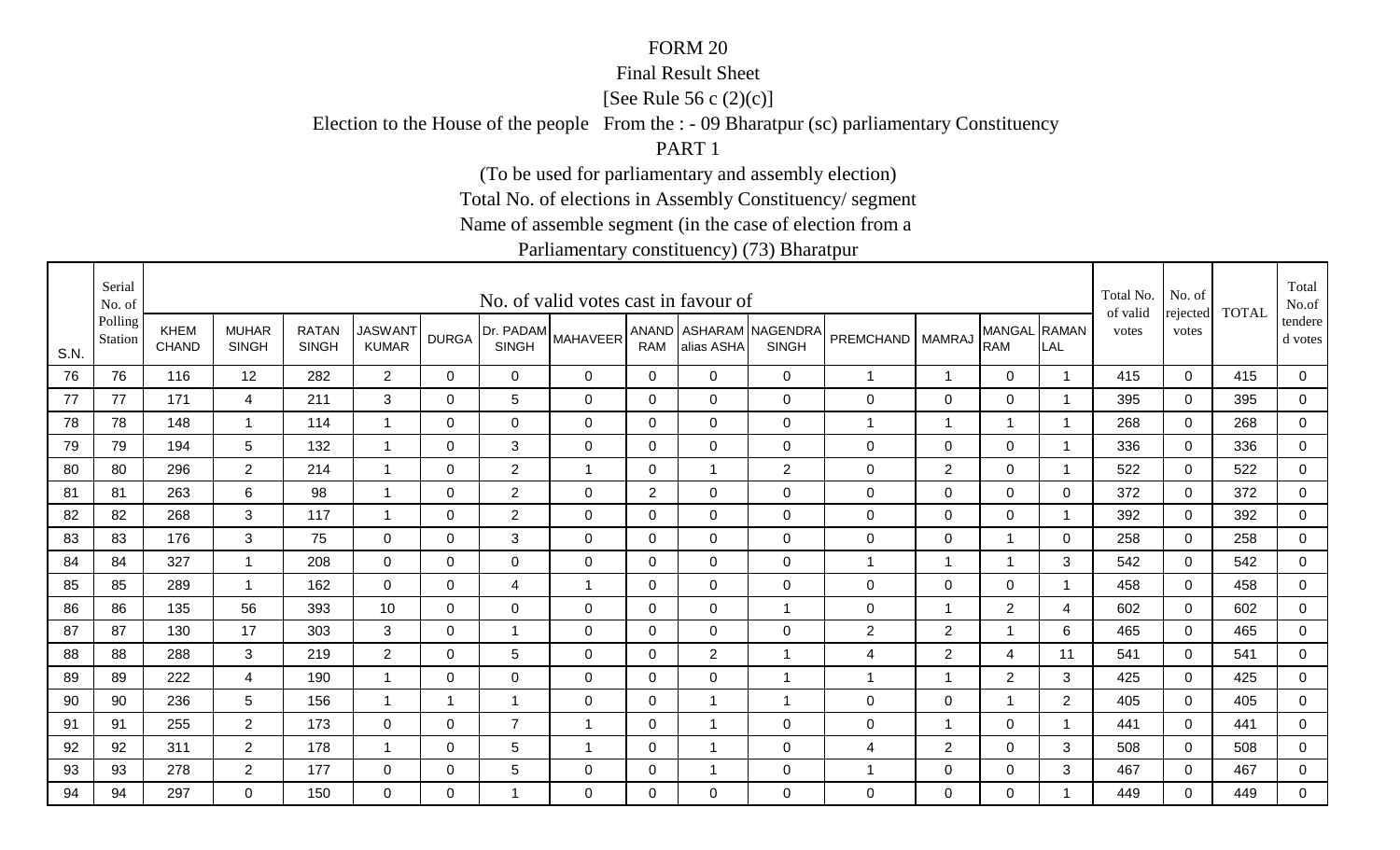FORM 20

Final Result Sheet

[See Rule 56 c (2)(c)]

Election to the House of the people From the : - 09 Bharatpur (sc) parliamentary Constituency

PART 1

(To be used for parliamentary and assembly election)

Total No. of elections in Assembly Constituency/ segment

Name of assemble segment (in the case of election from a

Parliamentary constituency) (73) Bharatpur

| S.N. | Serial No. of Polling Station | No. of valid votes cast in favour of | | | | | | | | | | | | | | Total No. of valid votes | No. of rejected votes | TOTAL | Total No.of tendered votes |
|---|---|---|---|---|---|---|---|---|---|---|---|---|---|---|---|---|---|---|---|
| | | KHEM CHAND | MUHAR SINGH | RATAN SINGH | JASWANT KUMAR | DURGA | Dr. PADAM SINGH | MAHAVEER | ANAND RAM | ASHARAM alias ASHA | NAGENDRA SINGH | PREMCHAND | MAMRAJ | MANGAL RAM | RAMAN LAL | | | | |
| 76 | 76 | 116 | 12 | 282 | 2 | 0 | 0 | 0 | 0 | 0 | 0 | 1 | 1 | 0 | 1 | 415 | 0 | 415 | 0 |
| 77 | 77 | 171 | 4 | 211 | 3 | 0 | 5 | 0 | 0 | 0 | 0 | 0 | 0 | 0 | 1 | 395 | 0 | 395 | 0 |
| 78 | 78 | 148 | 1 | 114 | 1 | 0 | 0 | 0 | 0 | 0 | 0 | 1 | 1 | 1 | 1 | 268 | 0 | 268 | 0 |
| 79 | 79 | 194 | 5 | 132 | 1 | 0 | 3 | 0 | 0 | 0 | 0 | 0 | 0 | 0 | 1 | 336 | 0 | 336 | 0 |
| 80 | 80 | 296 | 2 | 214 | 1 | 0 | 2 | 1 | 0 | 1 | 2 | 0 | 2 | 0 | 1 | 522 | 0 | 522 | 0 |
| 81 | 81 | 263 | 6 | 98 | 1 | 0 | 2 | 0 | 2 | 0 | 0 | 0 | 0 | 0 | 0 | 372 | 0 | 372 | 0 |
| 82 | 82 | 268 | 3 | 117 | 1 | 0 | 2 | 0 | 0 | 0 | 0 | 0 | 0 | 0 | 1 | 392 | 0 | 392 | 0 |
| 83 | 83 | 176 | 3 | 75 | 0 | 0 | 3 | 0 | 0 | 0 | 0 | 0 | 0 | 1 | 0 | 258 | 0 | 258 | 0 |
| 84 | 84 | 327 | 1 | 208 | 0 | 0 | 0 | 0 | 0 | 0 | 0 | 1 | 1 | 1 | 3 | 542 | 0 | 542 | 0 |
| 85 | 85 | 289 | 1 | 162 | 0 | 0 | 4 | 1 | 0 | 0 | 0 | 0 | 0 | 0 | 1 | 458 | 0 | 458 | 0 |
| 86 | 86 | 135 | 56 | 393 | 10 | 0 | 0 | 0 | 0 | 0 | 1 | 0 | 1 | 2 | 4 | 602 | 0 | 602 | 0 |
| 87 | 87 | 130 | 17 | 303 | 3 | 0 | 1 | 0 | 0 | 0 | 0 | 2 | 2 | 1 | 6 | 465 | 0 | 465 | 0 |
| 88 | 88 | 288 | 3 | 219 | 2 | 0 | 5 | 0 | 0 | 2 | 1 | 4 | 2 | 4 | 11 | 541 | 0 | 541 | 0 |
| 89 | 89 | 222 | 4 | 190 | 1 | 0 | 0 | 0 | 0 | 0 | 1 | 1 | 1 | 2 | 3 | 425 | 0 | 425 | 0 |
| 90 | 90 | 236 | 5 | 156 | 1 | 1 | 1 | 0 | 0 | 1 | 1 | 0 | 0 | 1 | 2 | 405 | 0 | 405 | 0 |
| 91 | 91 | 255 | 2 | 173 | 0 | 0 | 7 | 1 | 0 | 1 | 0 | 0 | 1 | 0 | 1 | 441 | 0 | 441 | 0 |
| 92 | 92 | 311 | 2 | 178 | 1 | 0 | 5 | 1 | 0 | 1 | 0 | 4 | 2 | 0 | 3 | 508 | 0 | 508 | 0 |
| 93 | 93 | 278 | 2 | 177 | 0 | 0 | 5 | 0 | 0 | 1 | 0 | 1 | 0 | 0 | 3 | 467 | 0 | 467 | 0 |
| 94 | 94 | 297 | 0 | 150 | 0 | 0 | 1 | 0 | 0 | 0 | 0 | 0 | 0 | 0 | 1 | 449 | 0 | 449 | 0 |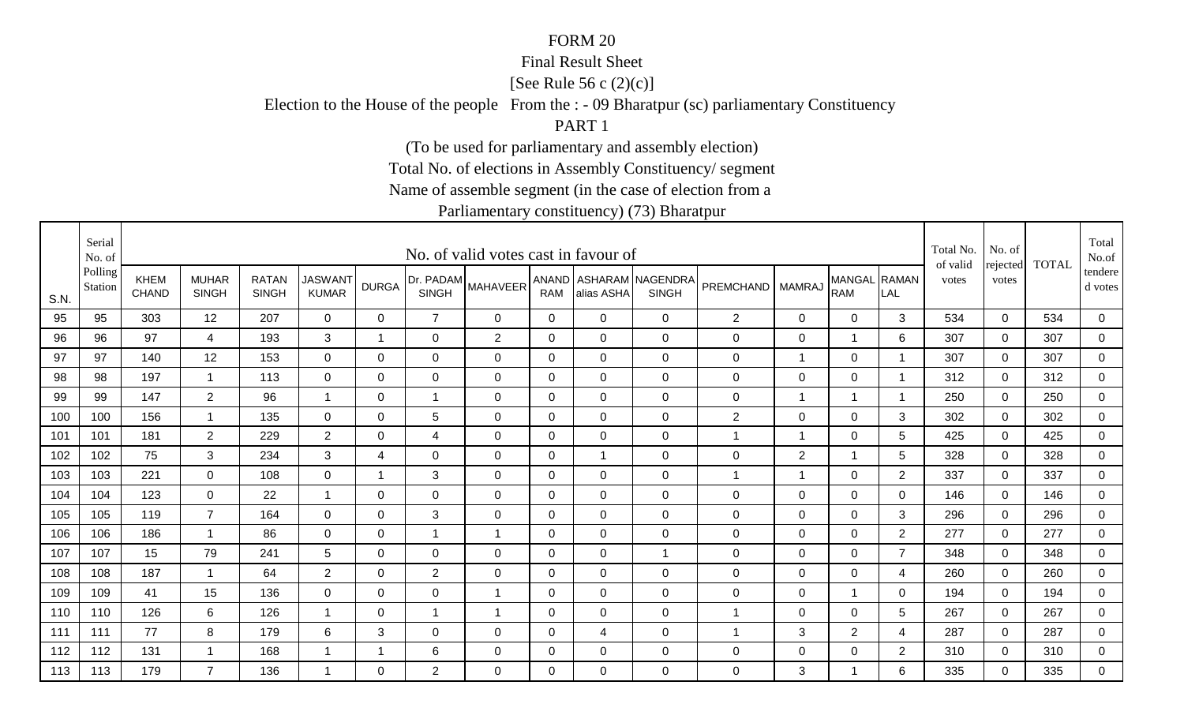FORM 20

Final Result Sheet

[See Rule 56 c (2)(c)]

Election to the House of the people From the : - 09 Bharatpur (sc) parliamentary Constituency

PART 1

(To be used for parliamentary and assembly election)

Total No. of elections in Assembly Constituency/ segment

Name of assemble segment (in the case of election from a

Parliamentary constituency) (73) Bharatpur

| S.N. | Serial No. of Polling Station | No. of valid votes cast in favour of | | | | | | | | | | | | | | Total No. of valid votes | No. of rejected votes | TOTAL | Total No.of tendered votes |
|---|---|---|---|---|---|---|---|---|---|---|---|---|---|---|---|---|---|---|---|
| | | KHEM CHAND | MUHAR SINGH | RATAN SINGH | JASWANT KUMAR | DURGA | Dr. PADAM SINGH | MAHAVEER | ANAND RAM | ASHARAM alias ASHA | NAGENDRA SINGH | PREMCHAND | MAMRAJ | MANGAL RAM | RAMAN LAL | | | | |
| 95 | 95 | 303 | 12 | 207 | 0 | 0 | 7 | 0 | 0 | 0 | 0 | 2 | 0 | 0 | 3 | 534 | 0 | 534 | 0 |
| 96 | 96 | 97 | 4 | 193 | 3 | 1 | 0 | 2 | 0 | 0 | 0 | 0 | 0 | 1 | 6 | 307 | 0 | 307 | 0 |
| 97 | 97 | 140 | 12 | 153 | 0 | 0 | 0 | 0 | 0 | 0 | 0 | 0 | 1 | 0 | 1 | 307 | 0 | 307 | 0 |
| 98 | 98 | 197 | 1 | 113 | 0 | 0 | 0 | 0 | 0 | 0 | 0 | 0 | 0 | 0 | 1 | 312 | 0 | 312 | 0 |
| 99 | 99 | 147 | 2 | 96 | 1 | 0 | 1 | 0 | 0 | 0 | 0 | 0 | 1 | 1 | 1 | 250 | 0 | 250 | 0 |
| 100 | 100 | 156 | 1 | 135 | 0 | 0 | 5 | 0 | 0 | 0 | 0 | 2 | 0 | 0 | 3 | 302 | 0 | 302 | 0 |
| 101 | 101 | 181 | 2 | 229 | 2 | 0 | 4 | 0 | 0 | 0 | 0 | 1 | 1 | 0 | 5 | 425 | 0 | 425 | 0 |
| 102 | 102 | 75 | 3 | 234 | 3 | 4 | 0 | 0 | 0 | 1 | 0 | 0 | 2 | 1 | 5 | 328 | 0 | 328 | 0 |
| 103 | 103 | 221 | 0 | 108 | 0 | 1 | 3 | 0 | 0 | 0 | 0 | 1 | 1 | 0 | 2 | 337 | 0 | 337 | 0 |
| 104 | 104 | 123 | 0 | 22 | 1 | 0 | 0 | 0 | 0 | 0 | 0 | 0 | 0 | 0 | 0 | 146 | 0 | 146 | 0 |
| 105 | 105 | 119 | 7 | 164 | 0 | 0 | 3 | 0 | 0 | 0 | 0 | 0 | 0 | 0 | 3 | 296 | 0 | 296 | 0 |
| 106 | 106 | 186 | 1 | 86 | 0 | 0 | 1 | 1 | 0 | 0 | 0 | 0 | 0 | 0 | 2 | 277 | 0 | 277 | 0 |
| 107 | 107 | 15 | 79 | 241 | 5 | 0 | 0 | 0 | 0 | 0 | 1 | 0 | 0 | 0 | 7 | 348 | 0 | 348 | 0 |
| 108 | 108 | 187 | 1 | 64 | 2 | 0 | 2 | 0 | 0 | 0 | 0 | 0 | 0 | 0 | 4 | 260 | 0 | 260 | 0 |
| 109 | 109 | 41 | 15 | 136 | 0 | 0 | 0 | 1 | 0 | 0 | 0 | 0 | 0 | 1 | 0 | 194 | 0 | 194 | 0 |
| 110 | 110 | 126 | 6 | 126 | 1 | 0 | 1 | 1 | 0 | 0 | 0 | 1 | 0 | 0 | 5 | 267 | 0 | 267 | 0 |
| 111 | 111 | 77 | 8 | 179 | 6 | 3 | 0 | 0 | 0 | 4 | 0 | 1 | 3 | 2 | 4 | 287 | 0 | 287 | 0 |
| 112 | 112 | 131 | 1 | 168 | 1 | 1 | 6 | 0 | 0 | 0 | 0 | 0 | 0 | 0 | 2 | 310 | 0 | 310 | 0 |
| 113 | 113 | 179 | 7 | 136 | 1 | 0 | 2 | 0 | 0 | 0 | 0 | 0 | 3 | 1 | 6 | 335 | 0 | 335 | 0 |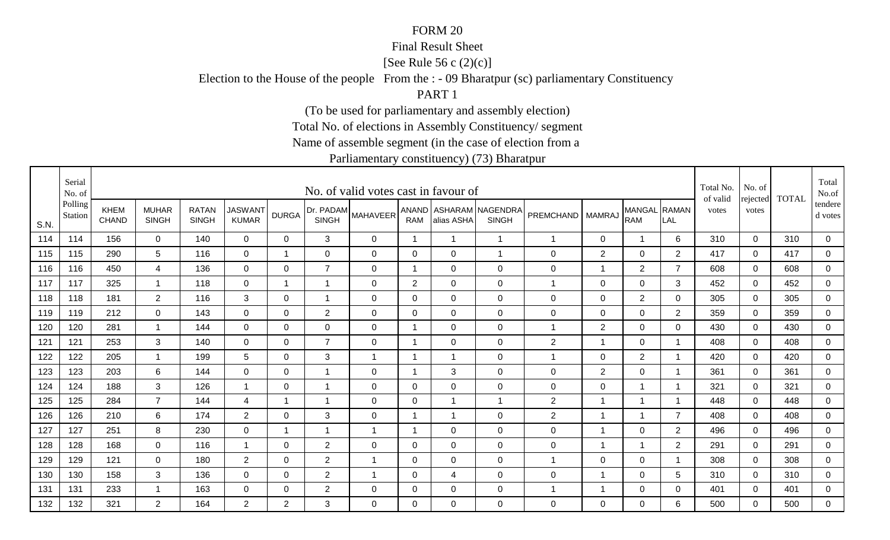FORM 20

Final Result Sheet

[See Rule 56 c (2)(c)]

Election to the House of the people From the : - 09 Bharatpur (sc) parliamentary Constituency

PART 1

(To be used for parliamentary and assembly election)

Total No. of elections in Assembly Constituency/ segment

Name of assemble segment (in the case of election from a

Parliamentary constituency) (73) Bharatpur

| S.N. | Serial No. of Polling Station | No. of valid votes cast in favour of | | | | | | | | | | | | | | Total No. of valid votes | No. of rejected votes | TOTAL | Total No.of tendered votes |
|---|---|---|---|---|---|---|---|---|---|---|---|---|---|---|---|---|---|---|---|
| | | KHEM CHAND | MUHAR SINGH | RATAN SINGH | JASWANT KUMAR | DURGA | Dr. PADAM SINGH | MAHAVEER | ANAND RAM | ASHARAM alias ASHA | NAGENDRA SINGH | PREMCHAND | MAMRAJ | MANGAL RAM | RAMAN LAL | | | | |
| 114 | 114 | 156 | 0 | 140 | 0 | 0 | 3 | 0 | 1 | 1 | 1 | 1 | 0 | 1 | 6 | 310 | 0 | 310 | 0 |
| 115 | 115 | 290 | 5 | 116 | 0 | 1 | 0 | 0 | 0 | 0 | 1 | 0 | 2 | 0 | 2 | 417 | 0 | 417 | 0 |
| 116 | 116 | 450 | 4 | 136 | 0 | 0 | 7 | 0 | 1 | 0 | 0 | 0 | 1 | 2 | 7 | 608 | 0 | 608 | 0 |
| 117 | 117 | 325 | 1 | 118 | 0 | 1 | 1 | 0 | 2 | 0 | 0 | 1 | 0 | 0 | 3 | 452 | 0 | 452 | 0 |
| 118 | 118 | 181 | 2 | 116 | 3 | 0 | 1 | 0 | 0 | 0 | 0 | 0 | 0 | 2 | 0 | 305 | 0 | 305 | 0 |
| 119 | 119 | 212 | 0 | 143 | 0 | 0 | 2 | 0 | 0 | 0 | 0 | 0 | 0 | 0 | 2 | 359 | 0 | 359 | 0 |
| 120 | 120 | 281 | 1 | 144 | 0 | 0 | 0 | 0 | 1 | 0 | 0 | 1 | 2 | 0 | 0 | 430 | 0 | 430 | 0 |
| 121 | 121 | 253 | 3 | 140 | 0 | 0 | 7 | 0 | 1 | 0 | 0 | 2 | 1 | 0 | 1 | 408 | 0 | 408 | 0 |
| 122 | 122 | 205 | 1 | 199 | 5 | 0 | 3 | 1 | 1 | 1 | 0 | 1 | 0 | 2 | 1 | 420 | 0 | 420 | 0 |
| 123 | 123 | 203 | 6 | 144 | 0 | 0 | 1 | 0 | 1 | 3 | 0 | 0 | 2 | 0 | 1 | 361 | 0 | 361 | 0 |
| 124 | 124 | 188 | 3 | 126 | 1 | 0 | 1 | 0 | 0 | 0 | 0 | 0 | 0 | 1 | 1 | 321 | 0 | 321 | 0 |
| 125 | 125 | 284 | 7 | 144 | 4 | 1 | 1 | 0 | 0 | 1 | 1 | 2 | 1 | 1 | 1 | 448 | 0 | 448 | 0 |
| 126 | 126 | 210 | 6 | 174 | 2 | 0 | 3 | 0 | 1 | 1 | 0 | 2 | 1 | 1 | 7 | 408 | 0 | 408 | 0 |
| 127 | 127 | 251 | 8 | 230 | 0 | 1 | 1 | 1 | 1 | 0 | 0 | 0 | 1 | 0 | 2 | 496 | 0 | 496 | 0 |
| 128 | 128 | 168 | 0 | 116 | 1 | 0 | 2 | 0 | 0 | 0 | 0 | 0 | 1 | 1 | 2 | 291 | 0 | 291 | 0 |
| 129 | 129 | 121 | 0 | 180 | 2 | 0 | 2 | 1 | 0 | 0 | 0 | 1 | 0 | 0 | 1 | 308 | 0 | 308 | 0 |
| 130 | 130 | 158 | 3 | 136 | 0 | 0 | 2 | 1 | 0 | 4 | 0 | 0 | 1 | 0 | 5 | 310 | 0 | 310 | 0 |
| 131 | 131 | 233 | 1 | 163 | 0 | 0 | 2 | 0 | 0 | 0 | 0 | 1 | 1 | 0 | 0 | 401 | 0 | 401 | 0 |
| 132 | 132 | 321 | 2 | 164 | 2 | 2 | 3 | 0 | 0 | 0 | 0 | 0 | 0 | 0 | 6 | 500 | 0 | 500 | 0 |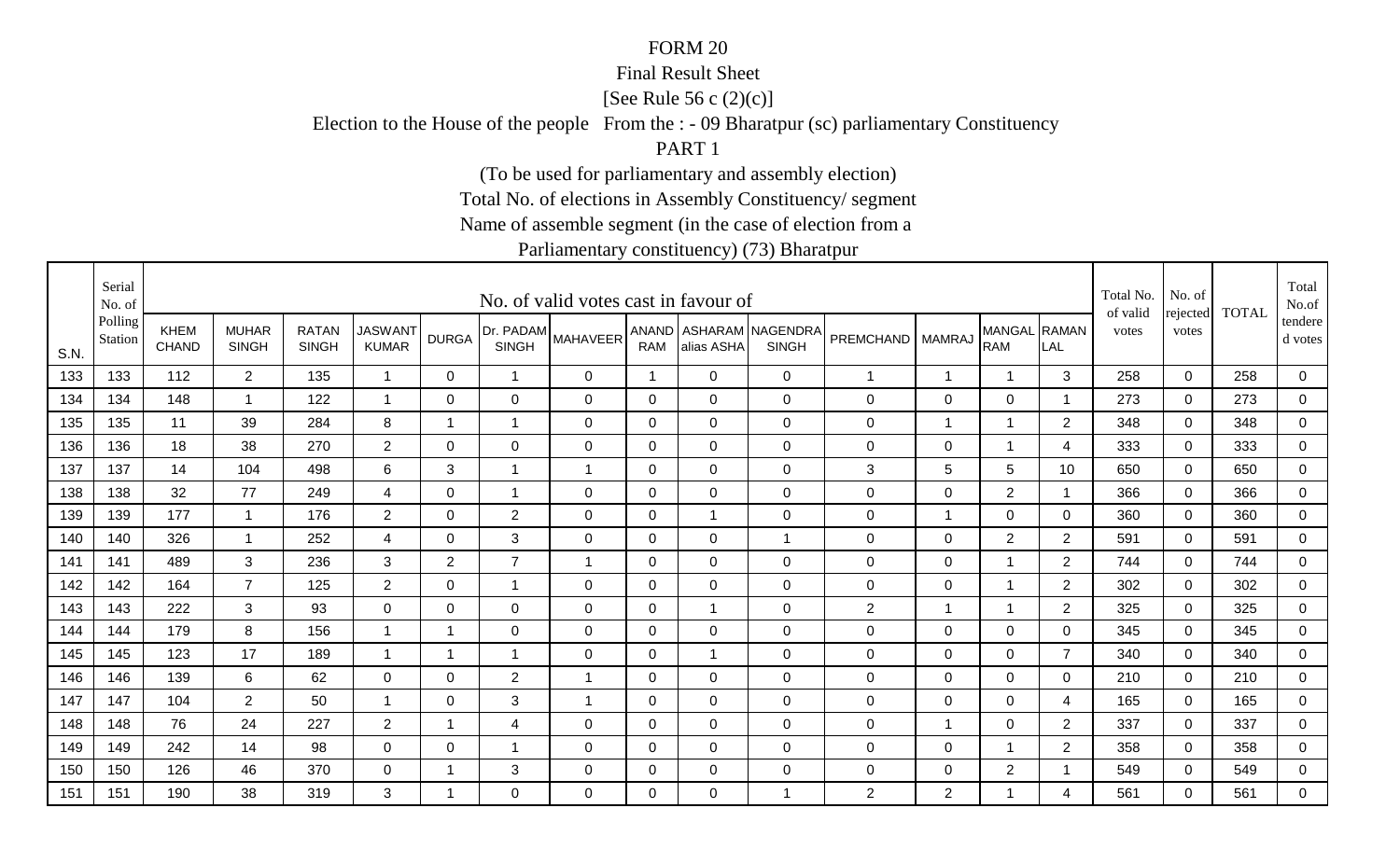FORM 20

Final Result Sheet

[See Rule 56 c (2)(c)]

Election to the House of the people From the : - 09 Bharatpur (sc) parliamentary Constituency

PART 1

(To be used for parliamentary and assembly election)

Total No. of elections in Assembly Constituency/ segment

Name of assemble segment (in the case of election from a

Parliamentary constituency) (73) Bharatpur

| S.N. | Serial No. of Polling Station | No. of valid votes cast in favour of | | | | | | | | | | | | | | Total No. of valid votes | No. of rejected votes | TOTAL | Total No.of tendered votes |
|---|---|---|---|---|---|---|---|---|---|---|---|---|---|---|---|---|---|---|---|
| | | KHEM CHAND | MUHAR SINGH | RATAN SINGH | JASWANT KUMAR | DURGA | Dr. PADAM SINGH | MAHAVEER | ANAND RAM | ASHARAM alias ASHA | NAGENDRA SINGH | PREMCHAND | MAMRAJ | MANGAL RAM | RAMAN LAL | | | | |
| 133 | 133 | 112 | 2 | 135 | 1 | 0 | 1 | 0 | 1 | 0 | 0 | 1 | 1 | 1 | 3 | 258 | 0 | 258 | 0 |
| 134 | 134 | 148 | 1 | 122 | 1 | 0 | 0 | 0 | 0 | 0 | 0 | 0 | 0 | 0 | 1 | 273 | 0 | 273 | 0 |
| 135 | 135 | 11 | 39 | 284 | 8 | 1 | 1 | 0 | 0 | 0 | 0 | 0 | 1 | 1 | 2 | 348 | 0 | 348 | 0 |
| 136 | 136 | 18 | 38 | 270 | 2 | 0 | 0 | 0 | 0 | 0 | 0 | 0 | 0 | 1 | 4 | 333 | 0 | 333 | 0 |
| 137 | 137 | 14 | 104 | 498 | 6 | 3 | 1 | 1 | 0 | 0 | 0 | 3 | 5 | 5 | 10 | 650 | 0 | 650 | 0 |
| 138 | 138 | 32 | 77 | 249 | 4 | 0 | 1 | 0 | 0 | 0 | 0 | 0 | 0 | 2 | 1 | 366 | 0 | 366 | 0 |
| 139 | 139 | 177 | 1 | 176 | 2 | 0 | 2 | 0 | 0 | 1 | 0 | 0 | 1 | 0 | 0 | 360 | 0 | 360 | 0 |
| 140 | 140 | 326 | 1 | 252 | 4 | 0 | 3 | 0 | 0 | 0 | 1 | 0 | 0 | 2 | 2 | 591 | 0 | 591 | 0 |
| 141 | 141 | 489 | 3 | 236 | 3 | 2 | 7 | 1 | 0 | 0 | 0 | 0 | 0 | 1 | 2 | 744 | 0 | 744 | 0 |
| 142 | 142 | 164 | 7 | 125 | 2 | 0 | 1 | 0 | 0 | 0 | 0 | 0 | 0 | 1 | 2 | 302 | 0 | 302 | 0 |
| 143 | 143 | 222 | 3 | 93 | 0 | 0 | 0 | 0 | 0 | 1 | 0 | 2 | 1 | 1 | 2 | 325 | 0 | 325 | 0 |
| 144 | 144 | 179 | 8 | 156 | 1 | 1 | 0 | 0 | 0 | 0 | 0 | 0 | 0 | 0 | 0 | 345 | 0 | 345 | 0 |
| 145 | 145 | 123 | 17 | 189 | 1 | 1 | 1 | 0 | 0 | 1 | 0 | 0 | 0 | 0 | 7 | 340 | 0 | 340 | 0 |
| 146 | 146 | 139 | 6 | 62 | 0 | 0 | 2 | 1 | 0 | 0 | 0 | 0 | 0 | 0 | 0 | 210 | 0 | 210 | 0 |
| 147 | 147 | 104 | 2 | 50 | 1 | 0 | 3 | 1 | 0 | 0 | 0 | 0 | 0 | 0 | 4 | 165 | 0 | 165 | 0 |
| 148 | 148 | 76 | 24 | 227 | 2 | 1 | 4 | 0 | 0 | 0 | 0 | 0 | 1 | 0 | 2 | 337 | 0 | 337 | 0 |
| 149 | 149 | 242 | 14 | 98 | 0 | 0 | 1 | 0 | 0 | 0 | 0 | 0 | 0 | 1 | 2 | 358 | 0 | 358 | 0 |
| 150 | 150 | 126 | 46 | 370 | 0 | 1 | 3 | 0 | 0 | 0 | 0 | 0 | 0 | 2 | 1 | 549 | 0 | 549 | 0 |
| 151 | 151 | 190 | 38 | 319 | 3 | 1 | 0 | 0 | 0 | 0 | 1 | 2 | 2 | 1 | 4 | 561 | 0 | 561 | 0 |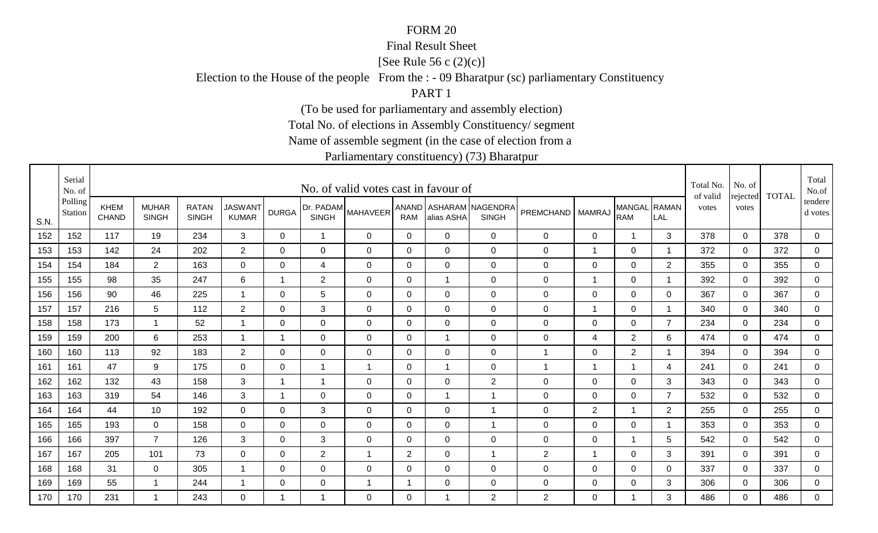FORM 20

Final Result Sheet

[See Rule 56 c (2)(c)]

Election to the House of the people From the : - 09 Bharatpur (sc) parliamentary Constituency

PART 1

(To be used for parliamentary and assembly election)

Total No. of elections in Assembly Constituency/ segment

Name of assemble segment (in the case of election from a

Parliamentary constituency) (73) Bharatpur

| S.N. | Serial No. of Polling Station | No. of valid votes cast in favour of | | | | | | | | | | | | | | Total No. of valid votes | No. of rejected votes | TOTAL | Total No.of tendered votes |
|---|---|---|---|---|---|---|---|---|---|---|---|---|---|---|---|---|---|---|---|
| | | KHEM CHAND | MUHAR SINGH | RATAN SINGH | JASWANT KUMAR | DURGA | Dr. PADAM SINGH | MAHAVEER | ANAND RAM | ASHARAM alias ASHA | NAGENDRA SINGH | PREMCHAND | MAMRAJ | MANGAL RAM | RAMAN LAL | | | | |
| 152 | 152 | 117 | 19 | 234 | 3 | 0 | 1 | 0 | 0 | 0 | 0 | 0 | 0 | 1 | 3 | 378 | 0 | 378 | 0 |
| 153 | 153 | 142 | 24 | 202 | 2 | 0 | 0 | 0 | 0 | 0 | 0 | 0 | 1 | 0 | 1 | 372 | 0 | 372 | 0 |
| 154 | 154 | 184 | 2 | 163 | 0 | 0 | 4 | 0 | 0 | 0 | 0 | 0 | 0 | 0 | 2 | 355 | 0 | 355 | 0 |
| 155 | 155 | 98 | 35 | 247 | 6 | 1 | 2 | 0 | 0 | 1 | 0 | 0 | 1 | 0 | 1 | 392 | 0 | 392 | 0 |
| 156 | 156 | 90 | 46 | 225 | 1 | 0 | 5 | 0 | 0 | 0 | 0 | 0 | 0 | 0 | 0 | 367 | 0 | 367 | 0 |
| 157 | 157 | 216 | 5 | 112 | 2 | 0 | 3 | 0 | 0 | 0 | 0 | 0 | 1 | 0 | 1 | 340 | 0 | 340 | 0 |
| 158 | 158 | 173 | 1 | 52 | 1 | 0 | 0 | 0 | 0 | 0 | 0 | 0 | 0 | 0 | 7 | 234 | 0 | 234 | 0 |
| 159 | 159 | 200 | 6 | 253 | 1 | 1 | 0 | 0 | 0 | 1 | 0 | 0 | 4 | 2 | 6 | 474 | 0 | 474 | 0 |
| 160 | 160 | 113 | 92 | 183 | 2 | 0 | 0 | 0 | 0 | 0 | 0 | 1 | 0 | 2 | 1 | 394 | 0 | 394 | 0 |
| 161 | 161 | 47 | 9 | 175 | 0 | 0 | 1 | 1 | 0 | 1 | 0 | 1 | 1 | 1 | 4 | 241 | 0 | 241 | 0 |
| 162 | 162 | 132 | 43 | 158 | 3 | 1 | 1 | 0 | 0 | 0 | 2 | 0 | 0 | 0 | 3 | 343 | 0 | 343 | 0 |
| 163 | 163 | 319 | 54 | 146 | 3 | 1 | 0 | 0 | 0 | 1 | 1 | 0 | 0 | 0 | 7 | 532 | 0 | 532 | 0 |
| 164 | 164 | 44 | 10 | 192 | 0 | 0 | 3 | 0 | 0 | 0 | 1 | 0 | 2 | 1 | 2 | 255 | 0 | 255 | 0 |
| 165 | 165 | 193 | 0 | 158 | 0 | 0 | 0 | 0 | 0 | 0 | 1 | 0 | 0 | 0 | 1 | 353 | 0 | 353 | 0 |
| 166 | 166 | 397 | 7 | 126 | 3 | 0 | 3 | 0 | 0 | 0 | 0 | 0 | 0 | 1 | 5 | 542 | 0 | 542 | 0 |
| 167 | 167 | 205 | 101 | 73 | 0 | 0 | 2 | 1 | 2 | 0 | 1 | 2 | 1 | 0 | 3 | 391 | 0 | 391 | 0 |
| 168 | 168 | 31 | 0 | 305 | 1 | 0 | 0 | 0 | 0 | 0 | 0 | 0 | 0 | 0 | 0 | 337 | 0 | 337 | 0 |
| 169 | 169 | 55 | 1 | 244 | 1 | 0 | 0 | 1 | 1 | 0 | 0 | 0 | 0 | 0 | 3 | 306 | 0 | 306 | 0 |
| 170 | 170 | 231 | 1 | 243 | 0 | 1 | 1 | 0 | 0 | 1 | 2 | 2 | 0 | 1 | 3 | 486 | 0 | 486 | 0 |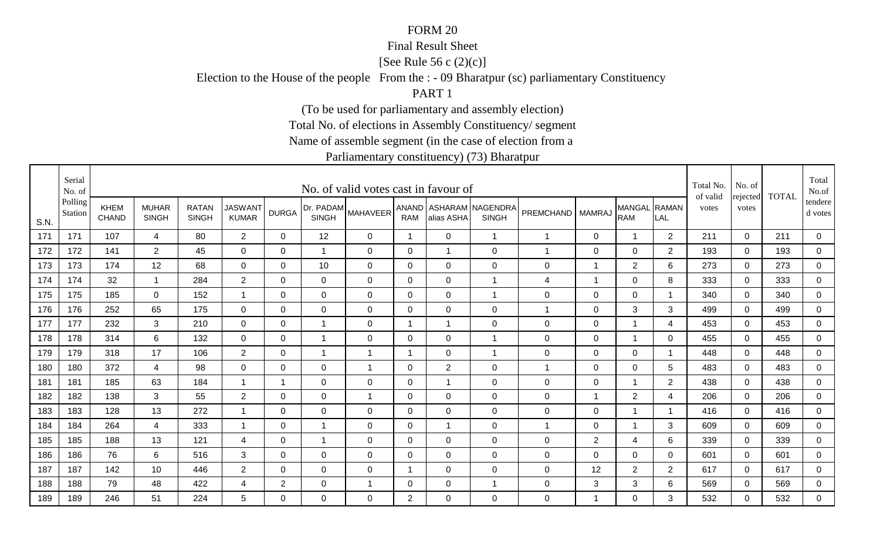FORM 20

Final Result Sheet

[See Rule 56 c (2)(c)]

Election to the House of the people From the : - 09 Bharatpur (sc) parliamentary Constituency

PART 1

(To be used for parliamentary and assembly election)

Total No. of elections in Assembly Constituency/ segment

Name of assemble segment (in the case of election from a

Parliamentary constituency) (73) Bharatpur

| S.N. | Serial No. of Polling Station | No. of valid votes cast in favour of | | | | | | | | | | | | | | Total No. of valid votes | No. of rejected votes | TOTAL | Total No.of tendered votes |
|---|---|---|---|---|---|---|---|---|---|---|---|---|---|---|---|---|---|---|---|
| | | KHEM CHAND | MUHAR SINGH | RATAN SINGH | JASWANT KUMAR | DURGA | Dr. PADAM SINGH | MAHAVEER | ANAND RAM | ASHARAM alias ASHA | NAGENDRA SINGH | PREMCHAND | MAMRAJ | MANGAL RAM | RAMAN LAL | | | | |
| 171 | 171 | 107 | 4 | 80 | 2 | 0 | 12 | 0 | 1 | 0 | 1 | 1 | 0 | 1 | 2 | 211 | 0 | 211 | 0 |
| 172 | 172 | 141 | 2 | 45 | 0 | 0 | 1 | 0 | 0 | 1 | 0 | 1 | 0 | 0 | 2 | 193 | 0 | 193 | 0 |
| 173 | 173 | 174 | 12 | 68 | 0 | 0 | 10 | 0 | 0 | 0 | 0 | 0 | 1 | 2 | 6 | 273 | 0 | 273 | 0 |
| 174 | 174 | 32 | 1 | 284 | 2 | 0 | 0 | 0 | 0 | 0 | 1 | 4 | 1 | 0 | 8 | 333 | 0 | 333 | 0 |
| 175 | 175 | 185 | 0 | 152 | 1 | 0 | 0 | 0 | 0 | 0 | 1 | 0 | 0 | 0 | 1 | 340 | 0 | 340 | 0 |
| 176 | 176 | 252 | 65 | 175 | 0 | 0 | 0 | 0 | 0 | 0 | 0 | 1 | 0 | 3 | 3 | 499 | 0 | 499 | 0 |
| 177 | 177 | 232 | 3 | 210 | 0 | 0 | 1 | 0 | 1 | 1 | 0 | 0 | 0 | 1 | 4 | 453 | 0 | 453 | 0 |
| 178 | 178 | 314 | 6 | 132 | 0 | 0 | 1 | 0 | 0 | 0 | 1 | 0 | 0 | 1 | 0 | 455 | 0 | 455 | 0 |
| 179 | 179 | 318 | 17 | 106 | 2 | 0 | 1 | 1 | 1 | 0 | 1 | 0 | 0 | 0 | 1 | 448 | 0 | 448 | 0 |
| 180 | 180 | 372 | 4 | 98 | 0 | 0 | 0 | 1 | 0 | 2 | 0 | 1 | 0 | 0 | 5 | 483 | 0 | 483 | 0 |
| 181 | 181 | 185 | 63 | 184 | 1 | 1 | 0 | 0 | 0 | 1 | 0 | 0 | 0 | 1 | 2 | 438 | 0 | 438 | 0 |
| 182 | 182 | 138 | 3 | 55 | 2 | 0 | 0 | 1 | 0 | 0 | 0 | 0 | 1 | 2 | 4 | 206 | 0 | 206 | 0 |
| 183 | 183 | 128 | 13 | 272 | 1 | 0 | 0 | 0 | 0 | 0 | 0 | 0 | 0 | 1 | 1 | 416 | 0 | 416 | 0 |
| 184 | 184 | 264 | 4 | 333 | 1 | 0 | 1 | 0 | 0 | 1 | 0 | 1 | 0 | 1 | 3 | 609 | 0 | 609 | 0 |
| 185 | 185 | 188 | 13 | 121 | 4 | 0 | 1 | 0 | 0 | 0 | 0 | 0 | 2 | 4 | 6 | 339 | 0 | 339 | 0 |
| 186 | 186 | 76 | 6 | 516 | 3 | 0 | 0 | 0 | 0 | 0 | 0 | 0 | 0 | 0 | 0 | 601 | 0 | 601 | 0 |
| 187 | 187 | 142 | 10 | 446 | 2 | 0 | 0 | 0 | 1 | 0 | 0 | 0 | 12 | 2 | 2 | 617 | 0 | 617 | 0 |
| 188 | 188 | 79 | 48 | 422 | 4 | 2 | 0 | 1 | 0 | 0 | 1 | 0 | 3 | 3 | 6 | 569 | 0 | 569 | 0 |
| 189 | 189 | 246 | 51 | 224 | 5 | 0 | 0 | 0 | 2 | 0 | 0 | 0 | 1 | 0 | 3 | 532 | 0 | 532 | 0 |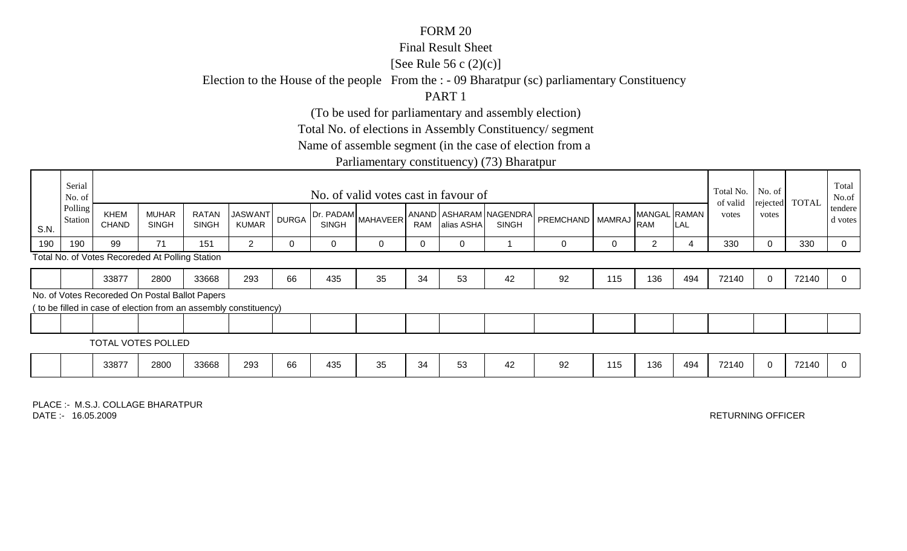FORM 20

Final Result Sheet

[See Rule 56 c (2)(c)]

Election to the House of the people From the : - 09 Bharatpur (sc) parliamentary Constituency

PART 1

(To be used for parliamentary and assembly election)

Total No. of elections in Assembly Constituency/ segment

Name of assemble segment (in the case of election from a

Parliamentary constituency) (73) Bharatpur

| S.N. | Serial No. of Polling Station | No. of valid votes cast in favour of | | | | | | | | | | | | | | Total No. of valid votes | No. of rejected votes | TOTAL | Total No.of tendered votes |
|---|---|---|---|---|---|---|---|---|---|---|---|---|---|---|---|---|---|---|---|
| | | KHEM CHAND | MUHAR SINGH | RATAN SINGH | JASWANT KUMAR | DURGA | Dr. PADAM SINGH | MAHAVEER | ANAND RAM | ASHARAM alias ASHA | NAGENDRA SINGH | PREMCHAND | MAMRAJ | MANGAL RAM | RAMAN LAL | | | | |
| 190 | 190 | 99 | 71 | 151 | 2 | 0 | 0 | 0 | 0 | 0 | 1 | 0 | 0 | 2 | 4 | 330 | 0 | 330 | 0 |
| Total No. of Votes Recoreded At Polling Station | | | | | | | | | | | | | | | | | | | |
| | | 33877 | 2800 | 33668 | 293 | 66 | 435 | 35 | 34 | 53 | 42 | 92 | 115 | 136 | 494 | 72140 | 0 | 72140 | 0 |
| No. of Votes Recoreded On Postal Ballot Papers ( to be filled in case of election from an assembly constituency) | | | | | | | | | | | | | | | | | | | |
| | | | | | | | | | | | | | | | | | | | |
| TOTAL VOTES POLLED | | | | | | | | | | | | | | | | | | | |
| | | 33877 | 2800 | 33668 | 293 | 66 | 435 | 35 | 34 | 53 | 42 | 92 | 115 | 136 | 494 | 72140 | 0 | 72140 | 0 |

PLACE :- M.S.J. COLLAGE BHARATPUR

DATE :- 16.05.2009

RETURNING OFFICER